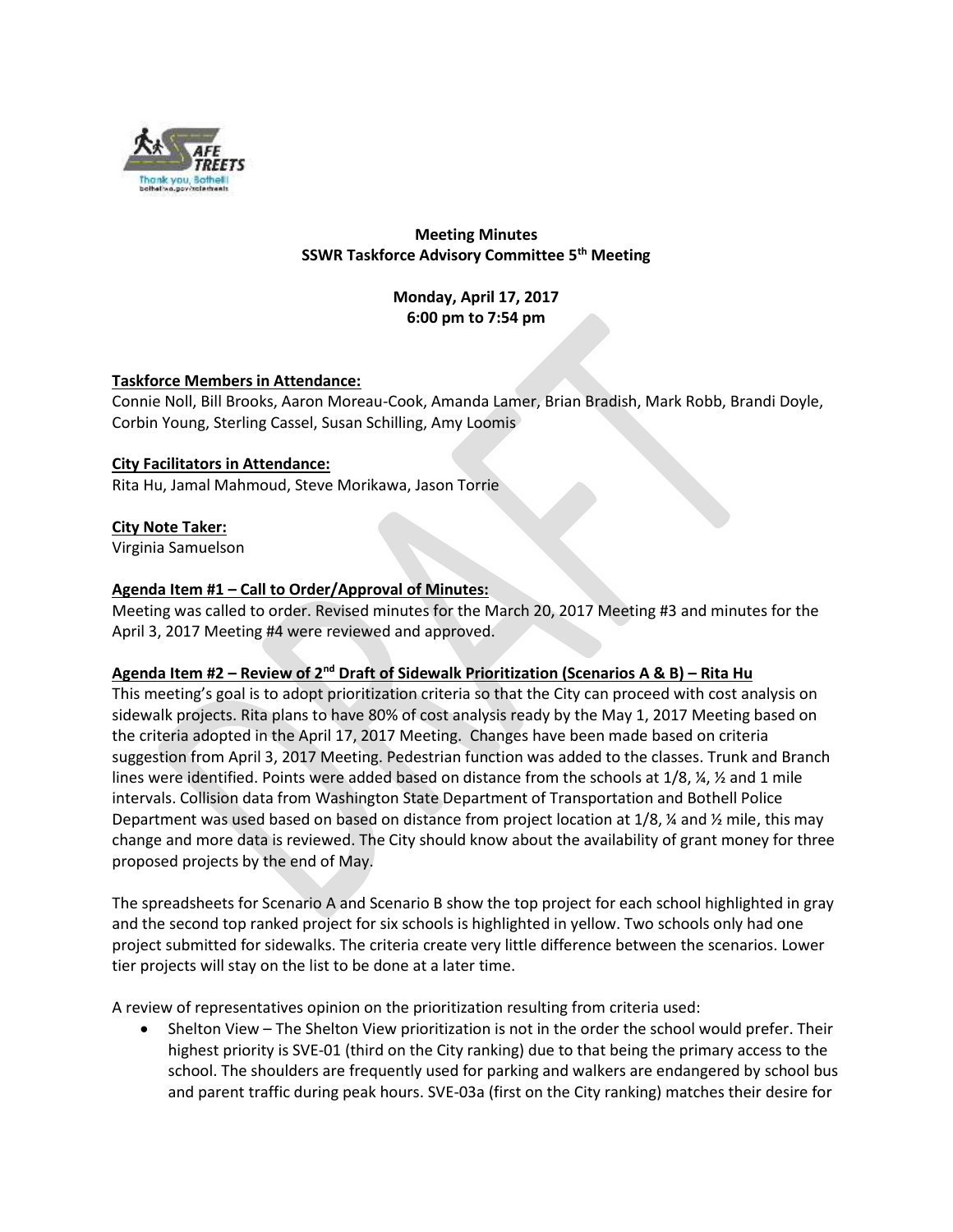**Meeting Minutes**
**SSWR Taskforce Advisory Committee 5th Meeting**

**Monday, April 17, 2017**
**6:00 pm to 7:54 pm**

**Taskforce Members in Attendance:**
Connie Noll, Bill Brooks, Aaron Moreau-Cook, Amanda Lamer, Brian Bradish, Mark Robb, Brandi Doyle, Corbin Young, Sterling Cassel, Susan Schilling, Amy Loomis

**City Facilitators in Attendance:**
Rita Hu, Jamal Mahmoud, Steve Morikawa, Jason Torrie

**City Note Taker:**
Virginia Samuelson

**Agenda Item #1 – Call to Order/Approval of Minutes:**
Meeting was called to order. Revised minutes for the March 20, 2017 Meeting #3 and minutes for the April 3, 2017 Meeting #4 were reviewed and approved.

**Agenda Item #2 – Review of 2nd Draft of Sidewalk Prioritization (Scenarios A & B) – Rita Hu**
This meeting's goal is to adopt prioritization criteria so that the City can proceed with cost analysis on sidewalk projects. Rita plans to have 80% of cost analysis ready by the May 1, 2017 Meeting based on the criteria adopted in the April 17, 2017 Meeting. Changes have been made based on criteria suggestion from April 3, 2017 Meeting. Pedestrian function was added to the classes. Trunk and Branch lines were identified. Points were added based on distance from the schools at 1/8, ¼, ½ and 1 mile intervals. Collision data from Washington State Department of Transportation and Bothell Police Department was used based on based on distance from project location at 1/8, ¼ and ½ mile, this may change and more data is reviewed. The City should know about the availability of grant money for three proposed projects by the end of May.

The spreadsheets for Scenario A and Scenario B show the top project for each school highlighted in gray and the second top ranked project for six schools is highlighted in yellow. Two schools only had one project submitted for sidewalks. The criteria create very little difference between the scenarios. Lower tier projects will stay on the list to be done at a later time.

A review of representatives opinion on the prioritization resulting from criteria used:

- Shelton View – The Shelton View prioritization is not in the order the school would prefer. Their highest priority is SVE-01 (third on the City ranking) due to that being the primary access to the school. The shoulders are frequently used for parking and walkers are endangered by school bus and parent traffic during peak hours. SVE-03a (first on the City ranking) matches their desire for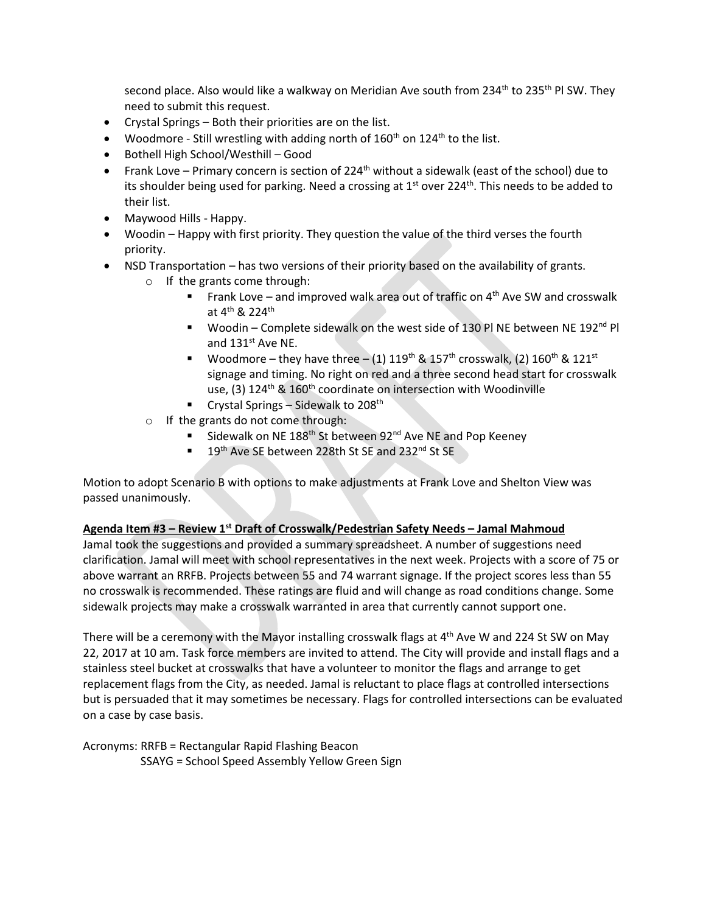second place. Also would like a walkway on Meridian Ave south from 234th to 235th Pl SW. They need to submit this request.

- Crystal Springs – Both their priorities are on the list.
- Woodmore - Still wrestling with adding north of 160th on 124th to the list.
- Bothell High School/Westhill – Good
- Frank Love – Primary concern is section of 224th without a sidewalk (east of the school) due to its shoulder being used for parking. Need a crossing at 1st over 224th. This needs to be added to their list.
- Maywood Hills - Happy.
- Woodin – Happy with first priority. They question the value of the third verses the fourth priority.
- NSD Transportation – has two versions of their priority based on the availability of grants.
  - If the grants come through:
    - Frank Love – and improved walk area out of traffic on 4th Ave SW and crosswalk at 4th & 224th
    - Woodin – Complete sidewalk on the west side of 130 Pl NE between NE 192nd Pl and 131st Ave NE.
    - Woodmore – they have three – (1) 119th & 157th crosswalk, (2) 160th & 121st signage and timing. No right on red and a three second head start for crosswalk use, (3) 124th & 160th coordinate on intersection with Woodinville
    - Crystal Springs – Sidewalk to 208th
  - If the grants do not come through:
    - Sidewalk on NE 188th St between 92nd Ave NE and Pop Keeney
    - 19th Ave SE between 228th St SE and 232nd St SE

Motion to adopt Scenario B with options to make adjustments at Frank Love and Shelton View was passed unanimously.

**Agenda Item #3 – Review 1st Draft of Crosswalk/Pedestrian Safety Needs – Jamal Mahmoud**

Jamal took the suggestions and provided a summary spreadsheet. A number of suggestions need clarification. Jamal will meet with school representatives in the next week. Projects with a score of 75 or above warrant an RRFB. Projects between 55 and 74 warrant signage. If the project scores less than 55 no crosswalk is recommended. These ratings are fluid and will change as road conditions change. Some sidewalk projects may make a crosswalk warranted in area that currently cannot support one.

There will be a ceremony with the Mayor installing crosswalk flags at 4th Ave W and 224 St SW on May 22, 2017 at 10 am. Task force members are invited to attend. The City will provide and install flags and a stainless steel bucket at crosswalks that have a volunteer to monitor the flags and arrange to get replacement flags from the City, as needed. Jamal is reluctant to place flags at controlled intersections but is persuaded that it may sometimes be necessary. Flags for controlled intersections can be evaluated on a case by case basis.

Acronyms: RRFB = Rectangular Rapid Flashing Beacon
SSAYG = School Speed Assembly Yellow Green Sign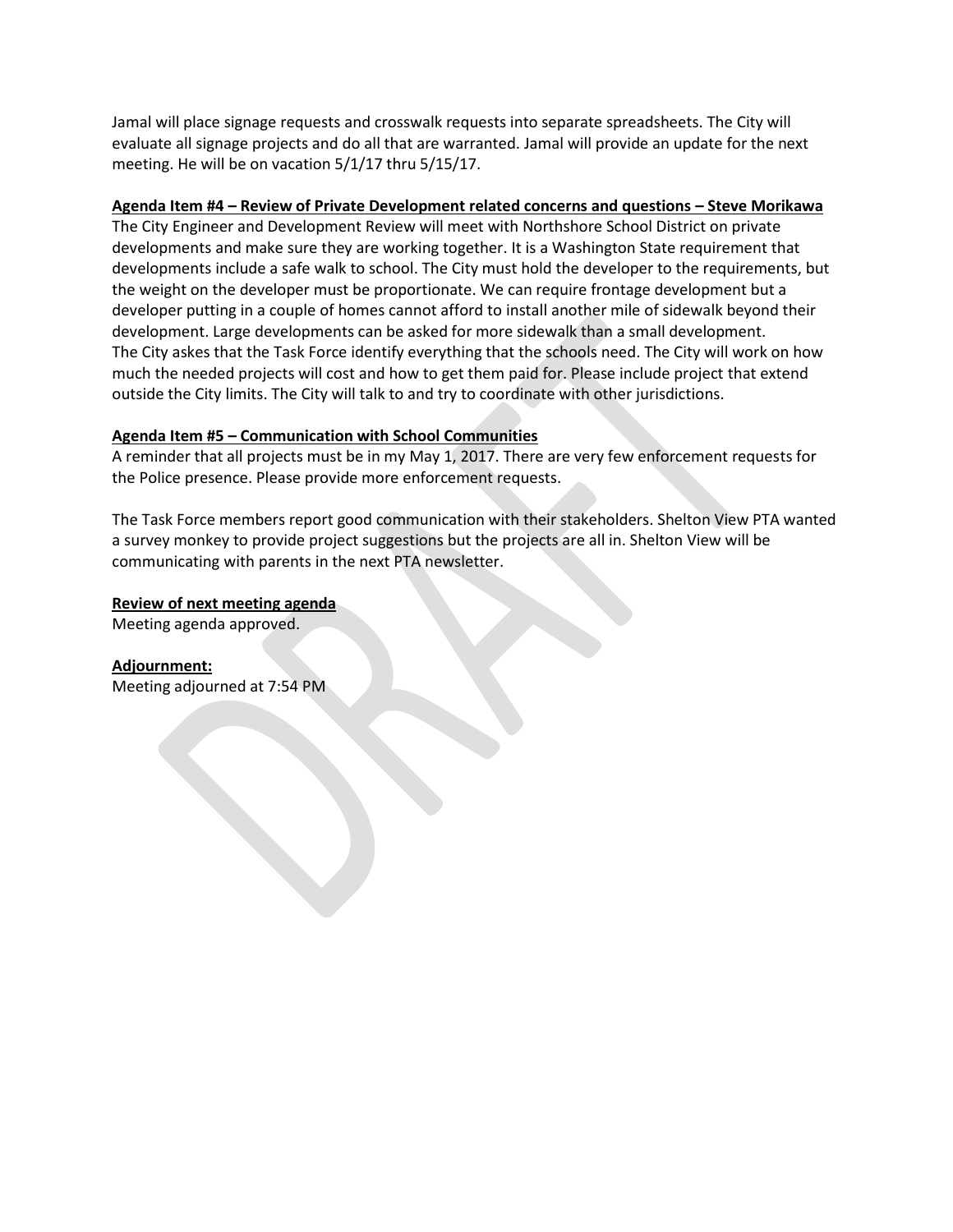Jamal will place signage requests and crosswalk requests into separate spreadsheets. The City will evaluate all signage projects and do all that are warranted. Jamal will provide an update for the next meeting. He will be on vacation 5/1/17 thru 5/15/17.

**Agenda Item #4 – Review of Private Development related concerns and questions – Steve Morikawa**

The City Engineer and Development Review will meet with Northshore School District on private developments and make sure they are working together. It is a Washington State requirement that developments include a safe walk to school. The City must hold the developer to the requirements, but the weight on the developer must be proportionate. We can require frontage development but a developer putting in a couple of homes cannot afford to install another mile of sidewalk beyond their development. Large developments can be asked for more sidewalk than a small development. The City askes that the Task Force identify everything that the schools need. The City will work on how much the needed projects will cost and how to get them paid for. Please include project that extend outside the City limits. The City will talk to and try to coordinate with other jurisdictions.

**Agenda Item #5 – Communication with School Communities**

A reminder that all projects must be in my May 1, 2017. There are very few enforcement requests for the Police presence. Please provide more enforcement requests.

The Task Force members report good communication with their stakeholders. Shelton View PTA wanted a survey monkey to provide project suggestions but the projects are all in. Shelton View will be communicating with parents in the next PTA newsletter.

**Review of next meeting agenda**

Meeting agenda approved.

**Adjournment:**

Meeting adjourned at 7:54 PM